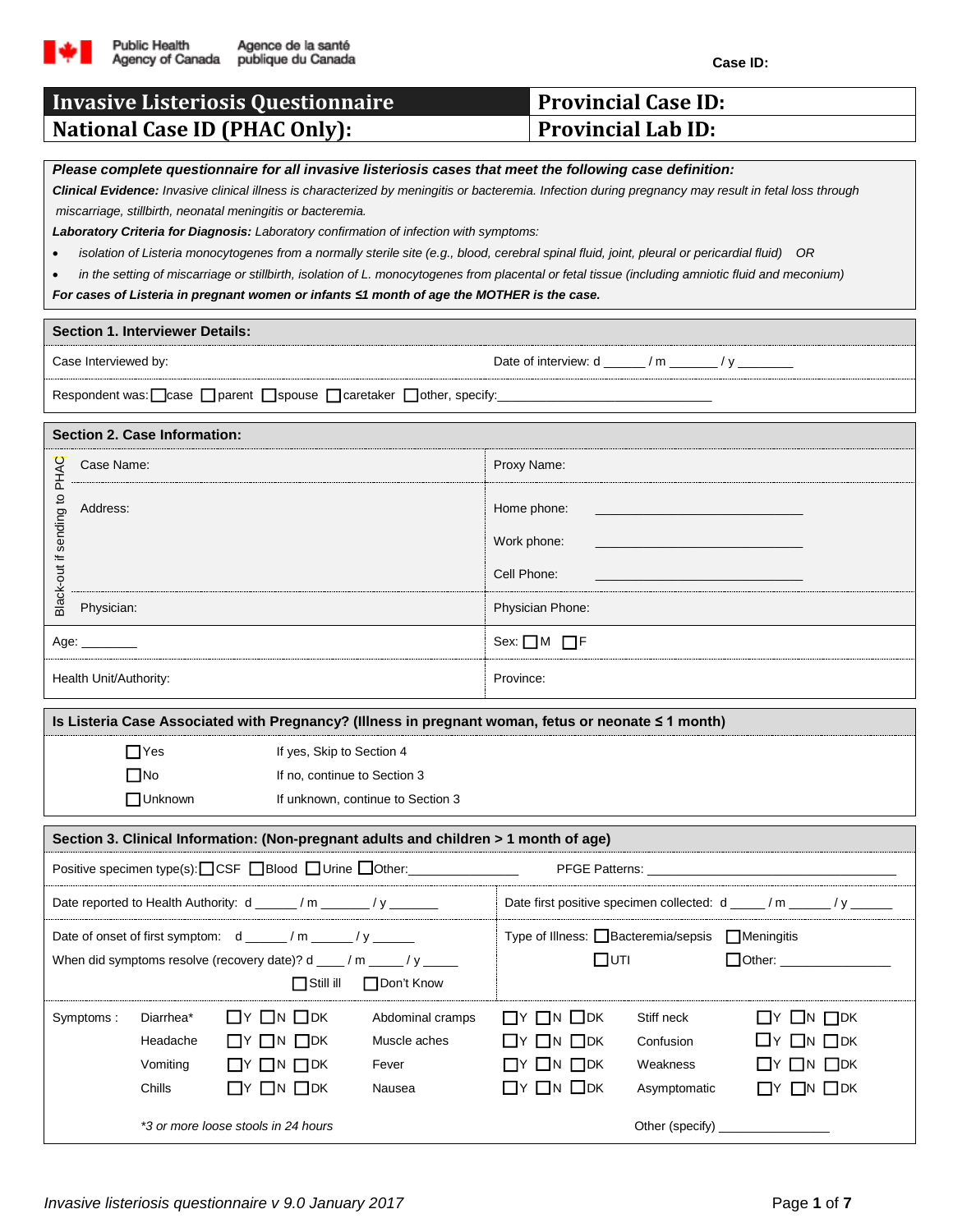Public Health Agency of Canada / Agence de la santé publique du Canada

Case ID:

| **Invasive Listeriosis Questionnaire** | **Provincial Case ID:** |
|---|---|
| **National Case ID (PHAC Only):** | **Provincial Lab ID:** |

***Please complete questionnaire for all invasive listeriosis cases that meet the following case definition:***

***Clinical Evidence:*** *Invasive clinical illness is characterized by meningitis or bacteremia. Infection during pregnancy may result in fetal loss through miscarriage, stillbirth, neonatal meningitis or bacteremia.*

***Laboratory Criteria for Diagnosis:*** *Laboratory confirmation of infection with symptoms:*

- *isolation of Listeria monocytogenes from a normally sterile site (e.g., blood, cerebral spinal fluid, joint, pleural or pericardial fluid) OR*
- *in the setting of miscarriage or stillbirth, isolation of L. monocytogenes from placental or fetal tissue (including amniotic fluid and meconium)*

***For cases of Listeria in pregnant women or infants ≤1 month of age the MOTHER is the case.***

## Section 1. Interviewer Details:

Case Interviewed by: Date of interview: d ______ / m _______ / y ________

Respondent was: ☐case ☐parent ☐spouse ☐caretaker ☐other, specify:_______________________________

## Section 2. Case Information:

*Black-out if sending to PHAC*

| | |
|---|---|
| Case Name: | Proxy Name: |
| Address: | Home phone: ______________________<br>Work phone: ______________________<br>Cell Phone: ______________________ |
| Physician: | Physician Phone: |
| Age: ________ | Sex: ☐M ☐F |
| Health Unit/Authority: | Province: |

## Is Listeria Case Associated with Pregnancy? (Illness in pregnant woman, fetus or neonate ≤ 1 month)

| | |
|---|---|
| ☐Yes | If yes, Skip to Section 4 |
| ☐No | If no, continue to Section 3 |
| ☐Unknown | If unknown, continue to Section 3 |

## Section 3. Clinical Information: (Non-pregnant adults and children > 1 month of age)

Positive specimen type(s): ☐CSF ☐Blood ☐Urine ☐Other:________________ PFGE Patterns: ________________________________

Date reported to Health Authority: d ______ / m _______ / y _______

Date first positive specimen collected: d _____ / m ______ / y ______

Date of onset of first symptom: d ______ / m ______ / y ______

When did symptoms resolve (recovery date)? d ____ / m _____ / y _____ ☐Still ill ☐Don't Know

Type of Illness: ☐Bacteremia/sepsis ☐Meningitis ☐UTI ☐Other: ________________

Symptoms:

| Symptom | | Symptom | | Symptom | |
|---|---|---|---|---|---|
| Diarrhea* | ☐Y ☐N ☐DK | Abdominal cramps | ☐Y ☐N ☐DK | Stiff neck | ☐Y ☐N ☐DK |
| Headache | ☐Y ☐N ☐DK | Muscle aches | ☐Y ☐N ☐DK | Confusion | ☐Y ☐N ☐DK |
| Vomiting | ☐Y ☐N ☐DK | Fever | ☐Y ☐N ☐DK | Weakness | ☐Y ☐N ☐DK |
| Chills | ☐Y ☐N ☐DK | Nausea | ☐Y ☐N ☐DK | Asymptomatic | ☐Y ☐N ☐DK |

*\*3 or more loose stools in 24 hours*

Other (specify) ________________

*Invasive listeriosis questionnaire v 9.0 January 2017*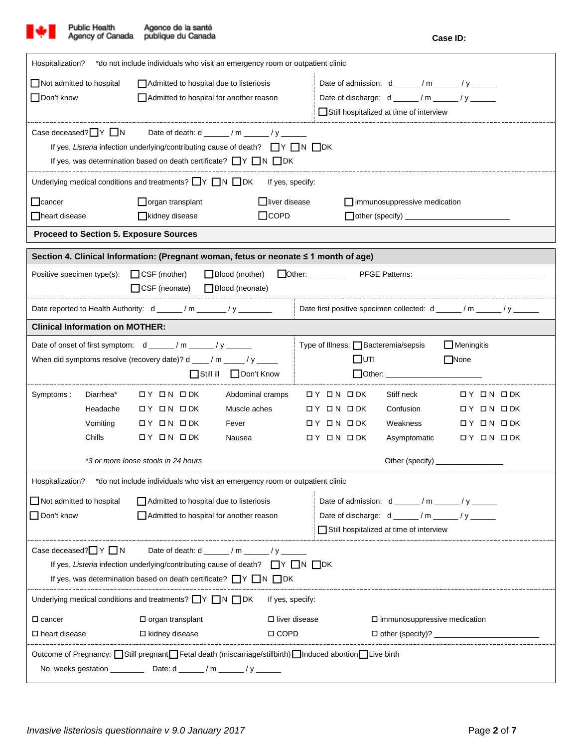**Case ID:**

Hospitalization? *do not include individuals who visit an emergency room or outpatient clinic

☐ Not admitted to hospital ☐ Admitted to hospital due to listeriosis
☐ Don't know ☐ Admitted to hospital for another reason

Date of admission: d ______ / m ______ / y ______
Date of discharge: d ______ / m ______ / y ______
☐ Still hospitalized at time of interview

Case deceased? ☐ Y ☐ N Date of death: d ______ / m ______ / y ______

If yes, *Listeria* infection underlying/contributing cause of death? ☐ Y ☐ N ☐ DK

If yes, was determination based on death certificate? ☐ Y ☐ N ☐ DK

Underlying medical conditions and treatments? ☐ Y ☐ N ☐ DK If yes, specify:

| | | | |
|---|---|---|---|
| ☐ cancer | ☐ organ transplant | ☐ liver disease | ☐ immunosuppressive medication |
| ☐ heart disease | ☐ kidney disease | ☐ COPD | ☐ other (specify) ______________________ |

**Proceed to Section 5. Exposure Sources**

## Section 4. Clinical Information: (Pregnant woman, fetus or neonate ≤ 1 month of age)

Positive specimen type(s): ☐ CSF (mother) ☐ Blood (mother) ☐ Other: ________ PFGE Patterns: ______________________
☐ CSF (neonate) ☐ Blood (neonate)

Date reported to Health Authority: d ______ / m _______ / y ________

Date first positive specimen collected: d ______ / m ______ / y ______

### Clinical Information on MOTHER:

Date of onset of first symptom: d ______ / m ______ / y ______

When did symptoms resolve (recovery date)? d ____ / m _____ / y _____

☐ Still ill ☐ Don't Know

Type of Illness: ☐ Bacteremia/sepsis ☐ Meningitis ☐ UTI ☐ None ☐ Other: ______________________

Symptoms :

| | | | | | |
|---|---|---|---|---|---|
| Diarrhea* | ☐ Y ☐ N ☐ DK | Abdominal cramps | ☐ Y ☐ N ☐ DK | Stiff neck | ☐ Y ☐ N ☐ DK |
| Headache | ☐ Y ☐ N ☐ DK | Muscle aches | ☐ Y ☐ N ☐ DK | Confusion | ☐ Y ☐ N ☐ DK |
| Vomiting | ☐ Y ☐ N ☐ DK | Fever | ☐ Y ☐ N ☐ DK | Weakness | ☐ Y ☐ N ☐ DK |
| Chills | ☐ Y ☐ N ☐ DK | Nausea | ☐ Y ☐ N ☐ DK | Asymptomatic | ☐ Y ☐ N ☐ DK |

*\*3 or more loose stools in 24 hours*

Other (specify) ______________

Hospitalization? *do not include individuals who visit an emergency room or outpatient clinic

☐ Not admitted to hospital ☐ Admitted to hospital due to listeriosis
☐ Don't know ☐ Admitted to hospital for another reason

Date of admission: d ______ / m ______ / y ______
Date of discharge: d ______ / m ______ / y ______
☐ Still hospitalized at time of interview

Case deceased? ☐ Y ☐ N Date of death: d ______ / m ______ / y ______

If yes, *Listeria* infection underlying/contributing cause of death? ☐ Y ☐ N ☐ DK

If yes, was determination based on death certificate? ☐ Y ☐ N ☐ DK

Underlying medical conditions and treatments? ☐ Y ☐ N ☐ DK If yes, specify:

| | | | |
|---|---|---|---|
| ☐ cancer | ☐ organ transplant | ☐ liver disease | ☐ immunosuppressive medication |
| ☐ heart disease | ☐ kidney disease | ☐ COPD | ☐ other (specify)? ______________________ |

Outcome of Pregnancy: ☐ Still pregnant ☐ Fetal death (miscarriage/stillbirth) ☐ Induced abortion ☐ Live birth

No. weeks gestation ________ Date: d ______ / m ______ / y ______

*Invasive listeriosis questionnaire v 9.0 January 2017*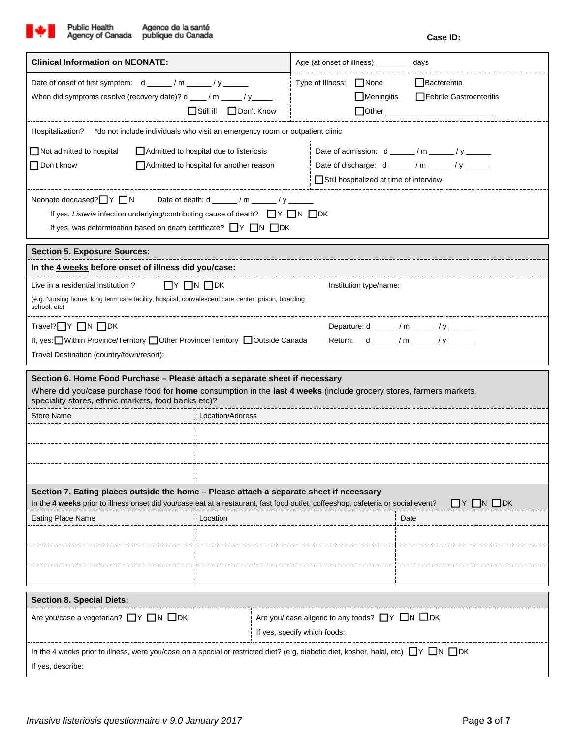Case ID:

**Clinical Information on NEONATE:**

Age (at onset of illness) _________days

Date of onset of first symptom: d ______ / m ______ / y ______

When did symptoms resolve (recovery date)? d ____ / m _____ / y_____

☐Still ill ☐Don't Know

Type of Illness: ☐None ☐Bacteremia ☐Meningitis ☐Febrile Gastroenteritis ☐Other ________________________

Hospitalization? *do not include individuals who visit an emergency room or outpatient clinic

☐Not admitted to hospital ☐Admitted to hospital due to listeriosis

☐Don't know ☐Admitted to hospital for another reason

Date of admission: d ______ / m ______ / y ______

Date of discharge: d ______ / m ______ / y ______

☐Still hospitalized at time of interview

Neonate deceased? ☐Y ☐N Date of death: d ______ / m ______ / y ______

If yes, *Listeria* infection underlying/contributing cause of death? ☐Y ☐N ☐DK

If yes, was determination based on death certificate? ☐Y ☐N ☐DK

## Section 5. Exposure Sources:

**In the 4 weeks before onset of illness did you/case:**

Live in a residential institution ? ☐Y ☐N ☐DK Institution type/name:

(e.g. Nursing home, long term care facility, hospital, convalescent care center, prison, boarding school, etc)

Travel? ☐Y ☐N ☐DK

If, yes: ☐Within Province/Territory ☐Other Province/Territory ☐Outside Canada

Departure: d ______ / m ______ / y ______

Return: d ______ / m ______ / y ______

Travel Destination (country/town/resort):

## Section 6. Home Food Purchase – Please attach a separate sheet if necessary

Where did you/case purchase food for **home** consumption in the **last 4 weeks** (include grocery stores, farmers markets, speciality stores, ethnic markets, food banks etc)?

| Store Name | Location/Address |
|---|---|
| | |
| | |
| | |

## Section 7. Eating places outside the home – Please attach a separate sheet if necessary

In the **4 weeks** prior to illness onset did you/case eat at a restaurant, fast food outlet, coffeeshop, cafeteria or social event? ☐Y ☐N ☐DK

| Eating Place Name | Location | Date |
|---|---|---|
| | | |
| | | |
| | | |

## Section 8. Special Diets:

Are you/case a vegetarian? ☐Y ☐N ☐DK

Are you/ case allgeric to any foods? ☐Y ☐N ☐DK

If yes, specify which foods:

In the 4 weeks prior to illness, were you/case on a special or restricted diet? (e.g. diabetic diet, kosher, halal, etc) ☐Y ☐N ☐DK

If yes, describe:

*Invasive listeriosis questionnaire v 9.0 January 2017*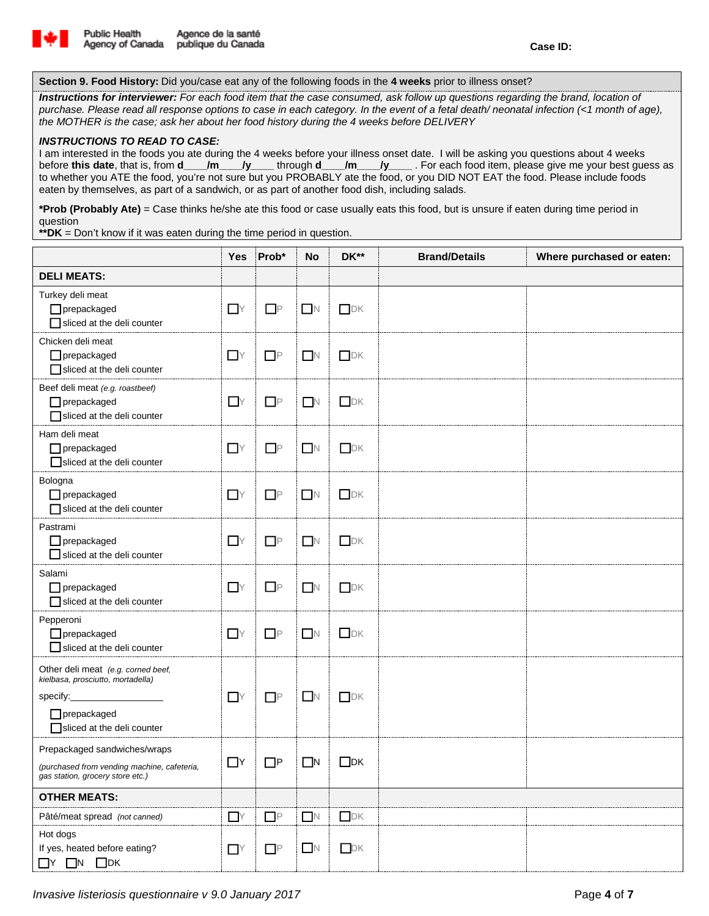Case ID:

**Section 9. Food History:** Did you/case eat any of the following foods in the **4 weeks** prior to illness onset?

***Instructions for interviewer:*** *For each food item that the case consumed, ask follow up questions regarding the brand, location of purchase. Please read all response options to case in each category. In the event of a fetal death/ neonatal infection (<1 month of age), the MOTHER is the case; ask her about her food history during the 4 weeks before DELIVERY*

***INSTRUCTIONS TO READ TO CASE:***

I am interested in the foods you ate during the 4 weeks before your illness onset date. I will be asking you questions about 4 weeks before **this date**, that is, from **d\_\_\_\_/m\_\_\_\_/y\_\_\_\_** through **d\_\_\_\_/m\_\_\_\_/y\_\_\_\_** . For each food item, please give me your best guess as to whether you ATE the food, you're not sure but you PROBABLY ate the food, or you DID NOT EAT the food. Please include foods eaten by themselves, as part of a sandwich, or as part of another food dish, including salads.

***Prob (Probably Ate)** = Case thinks he/she ate this food or case usually eats this food, but is unsure if eaten during time period in question

****DK** = Don't know if it was eaten during the time period in question.

| | Yes | Prob* | No | DK** | Brand/Details | Where purchased or eaten: |
|---|---|---|---|---|---|---|
| **DELI MEATS:** | | | | | | |
| Turkey deli meat<br>☐prepackaged<br>☐sliced at the deli counter | ☐Y | ☐P | ☐N | ☐DK | | |
| Chicken deli meat<br>☐prepackaged<br>☐sliced at the deli counter | ☐Y | ☐P | ☐N | ☐DK | | |
| Beef deli meat *(e.g. roastbeef)*<br>☐prepackaged<br>☐sliced at the deli counter | ☐Y | ☐P | ☐N | ☐DK | | |
| Ham deli meat<br>☐prepackaged<br>☐sliced at the deli counter | ☐Y | ☐P | ☐N | ☐DK | | |
| Bologna<br>☐prepackaged<br>☐sliced at the deli counter | ☐Y | ☐P | ☐N | ☐DK | | |
| Pastrami<br>☐prepackaged<br>☐sliced at the deli counter | ☐Y | ☐P | ☐N | ☐DK | | |
| Salami<br>☐prepackaged<br>☐sliced at the deli counter | ☐Y | ☐P | ☐N | ☐DK | | |
| Pepperoni<br>☐prepackaged<br>☐sliced at the deli counter | ☐Y | ☐P | ☐N | ☐DK | | |
| Other deli meat *(e.g. corned beef, kielbasa, prosciutto, mortadella)*<br>specify:\_\_\_\_\_\_\_\_\_\_\_\_\_\_\_\_\_<br>☐prepackaged<br>☐sliced at the deli counter | ☐Y | ☐P | ☐N | ☐DK | | |
| Prepackaged sandwiches/wraps<br>*(purchased from vending machine, cafeteria, gas station, grocery store etc.)* | ☐Y | ☐P | ☐N | ☐DK | | |
| **OTHER MEATS:** | | | | | | |
| Pâté/meat spread *(not canned)* | ☐Y | ☐P | ☐N | ☐DK | | |
| Hot dogs<br>If yes, heated before eating?<br>☐Y ☐N ☐DK | ☐Y | ☐P | ☐N | ☐DK | | |

*Invasive listeriosis questionnaire v 9.0 January 2017*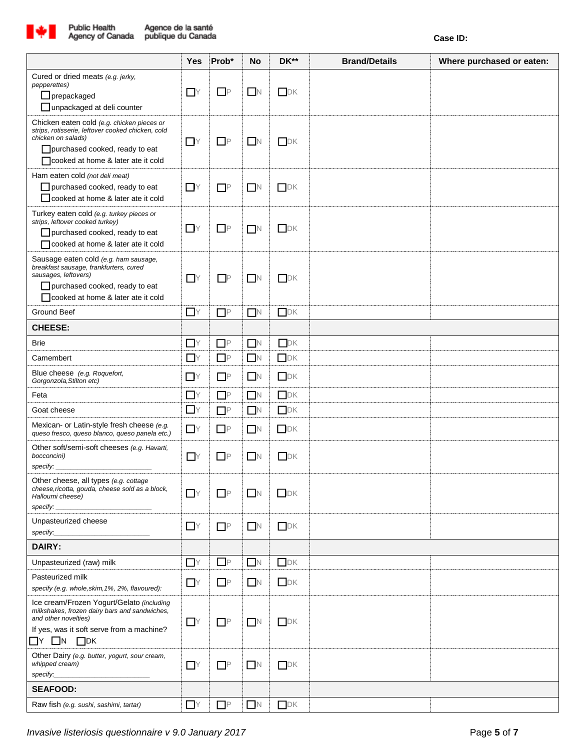Case ID:

| | Yes | Prob* | No | DK** | Brand/Details | Where purchased or eaten: |
|---|---|---|---|---|---|---|
| Cured or dried meats *(e.g. jerky, pepperettes)*<br>☐prepackaged<br>☐unpackaged at deli counter | ☐Y | ☐P | ☐N | ☐DK | | |
| Chicken eaten cold *(e.g. chicken pieces or strips, rotisserie, leftover cooked chicken, cold chicken on salads)*<br>☐purchased cooked, ready to eat<br>☐cooked at home & later ate it cold | ☐Y | ☐P | ☐N | ☐DK | | |
| Ham eaten cold *(not deli meat)*<br>☐purchased cooked, ready to eat<br>☐cooked at home & later ate it cold | ☐Y | ☐P | ☐N | ☐DK | | |
| Turkey eaten cold *(e.g. turkey pieces or strips, leftover cooked turkey)*<br>☐purchased cooked, ready to eat<br>☐cooked at home & later ate it cold | ☐Y | ☐P | ☐N | ☐DK | | |
| Sausage eaten cold *(e.g. ham sausage, breakfast sausage, frankfurters, cured sausages, leftovers)*<br>☐purchased cooked, ready to eat<br>☐cooked at home & later ate it cold | ☐Y | ☐P | ☐N | ☐DK | | |
| Ground Beef | ☐Y | ☐P | ☐N | ☐DK | | |
| **CHEESE:** | | | | | | |
| Brie | ☐Y | ☐P | ☐N | ☐DK | | |
| Camembert | ☐Y | ☐P | ☐N | ☐DK | | |
| Blue cheese *(e.g. Roquefort, Gorgonzola,Stilton etc)* | ☐Y | ☐P | ☐N | ☐DK | | |
| Feta | ☐Y | ☐P | ☐N | ☐DK | | |
| Goat cheese | ☐Y | ☐P | ☐N | ☐DK | | |
| Mexican- or Latin-style fresh cheese *(e.g. queso fresco, queso blanco, queso panela etc.)* | ☐Y | ☐P | ☐N | ☐DK | | |
| Other soft/semi-soft cheeses *(e.g. Havarti, bocconcini)*<br>*specify:* ___________________ | ☐Y | ☐P | ☐N | ☐DK | | |
| Other cheese, all types *(e.g. cottage cheese,ricotta, gouda, cheese sold as a block, Halloumi cheese)*<br>*specify:* ___________________ | ☐Y | ☐P | ☐N | ☐DK | | |
| Unpasteurized cheese<br>*specify:*___________________ | ☐Y | ☐P | ☐N | ☐DK | | |
| **DAIRY:** | | | | | | |
| Unpasteurized (raw) milk | ☐Y | ☐P | ☐N | ☐DK | | |
| Pasteurized milk<br>*specify (e.g. whole,skim,1%, 2%, flavoured):* | ☐Y | ☐P | ☐N | ☐DK | | |
| Ice cream/Frozen Yogurt/Gelato *(including milkshakes, frozen dairy bars and sandwiches, and other novelties)*<br>If yes, was it soft serve from a machine?<br>☐Y ☐N ☐DK | ☐Y | ☐P | ☐N | ☐DK | | |
| Other Dairy *(e.g. butter, yogurt, sour cream, whipped cream)*<br>*specify:*___________________ | ☐Y | ☐P | ☐N | ☐DK | | |
| **SEAFOOD:** | | | | | | |
| Raw fish *(e.g. sushi, sashimi, tartar)* | ☐Y | ☐P | ☐N | ☐DK | | |

*Invasive listeriosis questionnaire v 9.0 January 2017*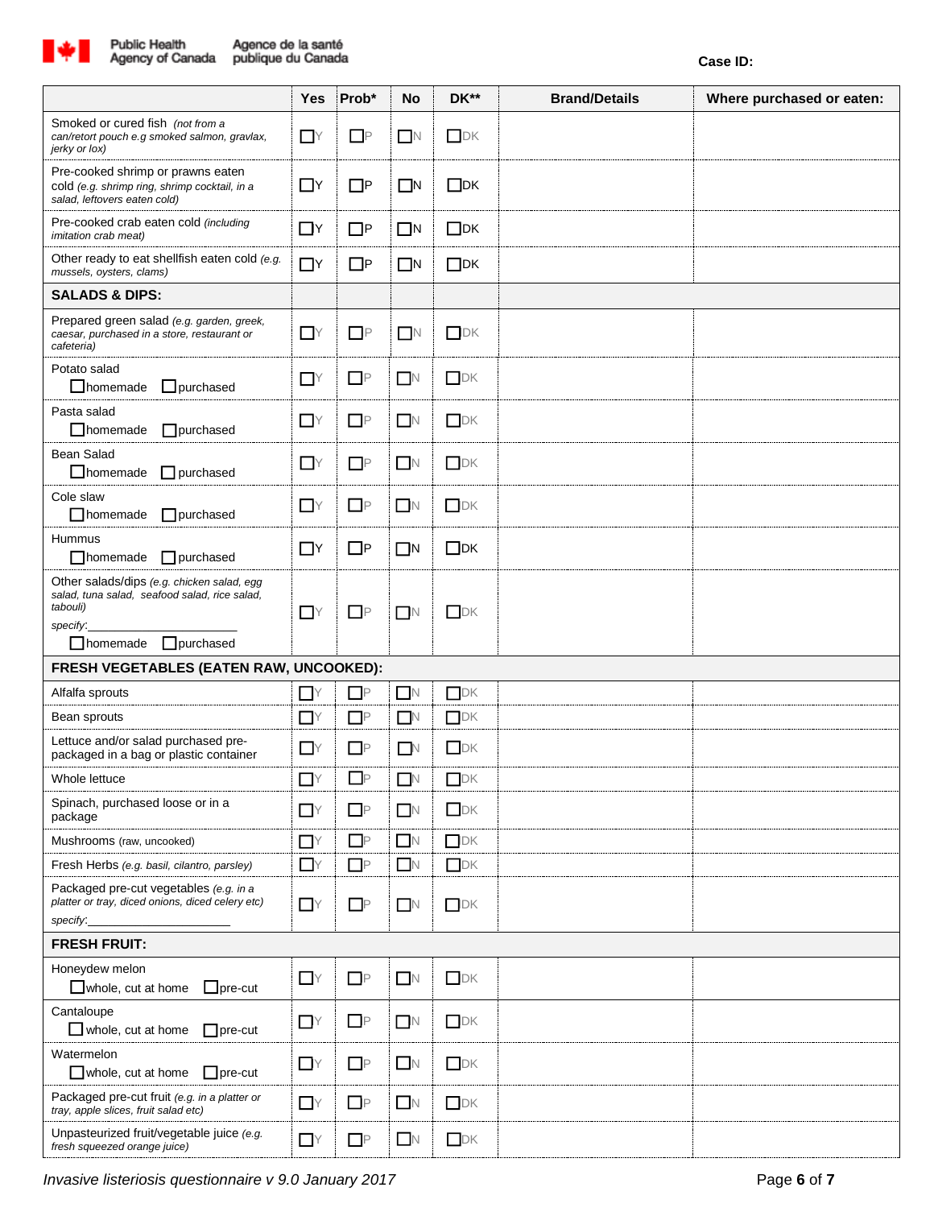Public Health Agency of Canada / Agence de la santé publique du Canada

**Case ID:**

| | Yes | Prob* | No | DK** | Brand/Details | Where purchased or eaten: |
|---|---|---|---|---|---|---|
| Smoked or cured fish *(not from a can/retort pouch e.g smoked salmon, gravlax, jerky or lox)* | ☐Y | ☐P | ☐N | ☐DK | | |
| Pre-cooked shrimp or prawns eaten cold *(e.g. shrimp ring, shrimp cocktail, in a salad, leftovers eaten cold)* | ☐Y | ☐P | ☐N | ☐DK | | |
| Pre-cooked crab eaten cold *(including imitation crab meat)* | ☐Y | ☐P | ☐N | ☐DK | | |
| Other ready to eat shellfish eaten cold *(e.g. mussels, oysters, clams)* | ☐Y | ☐P | ☐N | ☐DK | | |
| **SALADS & DIPS:** | | | | | | |
| Prepared green salad *(e.g. garden, greek, caesar, purchased in a store, restaurant or cafeteria)* | ☐Y | ☐P | ☐N | ☐DK | | |
| Potato salad ☐homemade ☐purchased | ☐Y | ☐P | ☐N | ☐DK | | |
| Pasta salad ☐homemade ☐purchased | ☐Y | ☐P | ☐N | ☐DK | | |
| Bean Salad ☐homemade ☐purchased | ☐Y | ☐P | ☐N | ☐DK | | |
| Cole slaw ☐homemade ☐purchased | ☐Y | ☐P | ☐N | ☐DK | | |
| Hummus ☐homemade ☐purchased | ☐Y | ☐P | ☐N | ☐DK | | |
| Other salads/dips *(e.g. chicken salad, egg salad, tuna salad, seafood salad, rice salad, tabouli)* *specify:*\_\_\_\_\_\_\_\_\_\_\_\_\_\_\_\_\_\_\_\_ ☐homemade ☐purchased | ☐Y | ☐P | ☐N | ☐DK | | |
| **FRESH VEGETABLES (EATEN RAW, UNCOOKED):** | | | | | | |
| Alfalfa sprouts | ☐Y | ☐P | ☐N | ☐DK | | |
| Bean sprouts | ☐Y | ☐P | ☐N | ☐DK | | |
| Lettuce and/or salad purchased pre-packaged in a bag or plastic container | ☐Y | ☐P | ☐N | ☐DK | | |
| Whole lettuce | ☐Y | ☐P | ☐N | ☐DK | | |
| Spinach, purchased loose or in a package | ☐Y | ☐P | ☐N | ☐DK | | |
| Mushrooms (raw, uncooked) | ☐Y | ☐P | ☐N | ☐DK | | |
| Fresh Herbs *(e.g. basil, cilantro, parsley)* | ☐Y | ☐P | ☐N | ☐DK | | |
| Packaged pre-cut vegetables *(e.g. in a platter or tray, diced onions, diced celery etc)* *specify:*\_\_\_\_\_\_\_\_\_\_\_\_\_\_\_\_\_\_\_\_ | ☐Y | ☐P | ☐N | ☐DK | | |
| **FRESH FRUIT:** | | | | | | |
| Honeydew melon ☐whole, cut at home ☐pre-cut | ☐Y | ☐P | ☐N | ☐DK | | |
| Cantaloupe ☐whole, cut at home ☐pre-cut | ☐Y | ☐P | ☐N | ☐DK | | |
| Watermelon ☐whole, cut at home ☐pre-cut | ☐Y | ☐P | ☐N | ☐DK | | |
| Packaged pre-cut fruit *(e.g. in a platter or tray, apple slices, fruit salad etc)* | ☐Y | ☐P | ☐N | ☐DK | | |
| Unpasteurized fruit/vegetable juice *(e.g. fresh squeezed orange juice)* | ☐Y | ☐P | ☐N | ☐DK | | |

*Invasive listeriosis questionnaire v 9.0 January 2017*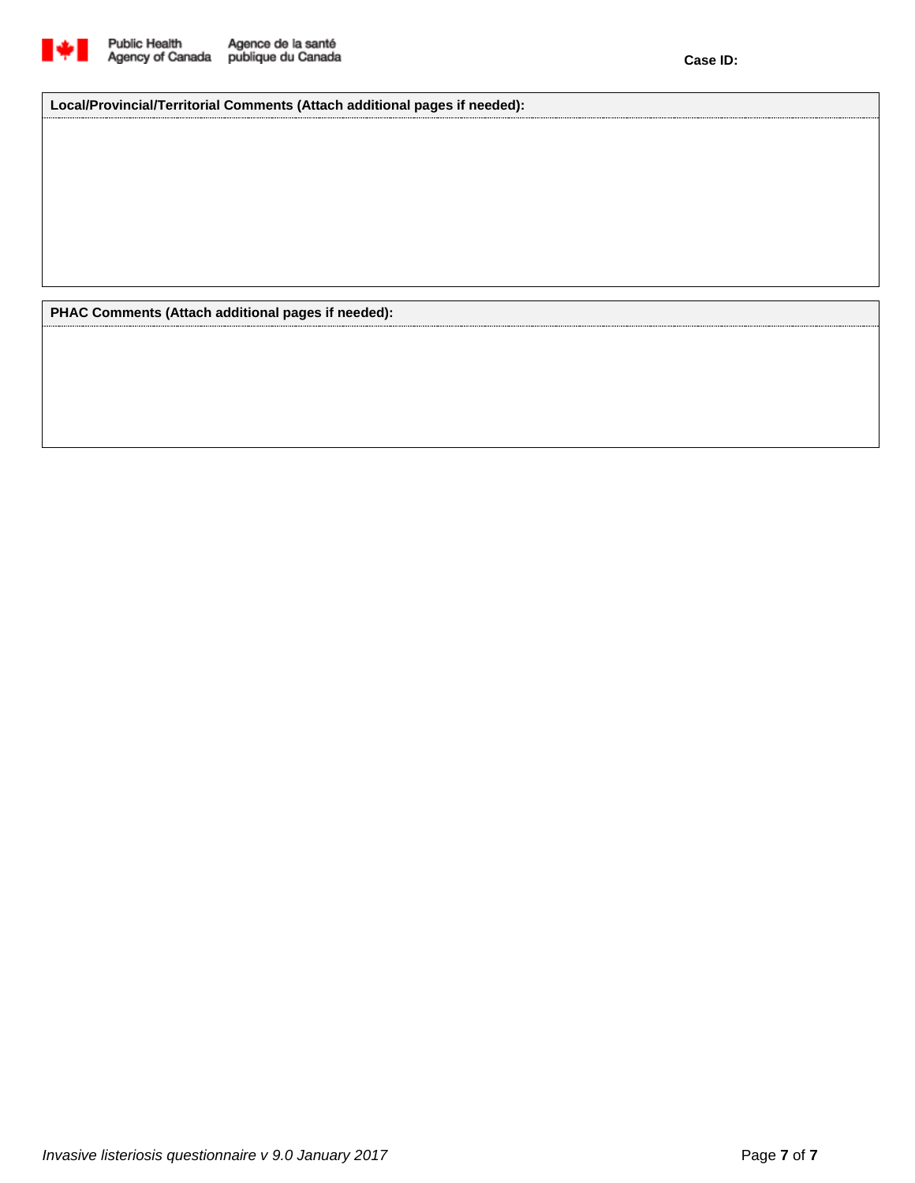**Case ID:**

| Local/Provincial/Territorial Comments (Attach additional pages if needed): |
| --- |
| |

| PHAC Comments (Attach additional pages if needed): |
| --- |
| |